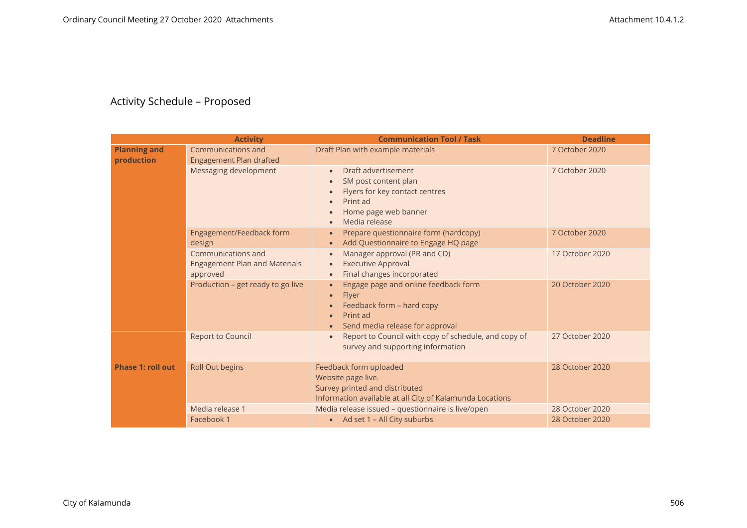## Activity Schedule – Proposed

| | Activity | Communication Tool / Task | Deadline |
|---|---|---|---|
| **Planning and production** | Communications and Engagement Plan drafted | Draft Plan with example materials | 7 October 2020 |
| | Messaging development | • Draft advertisement<br>• SM post content plan<br>• Flyers for key contact centres<br>• Print ad<br>• Home page web banner<br>• Media release | 7 October 2020 |
| | Engagement/Feedback form design | • Prepare questionnaire form (hardcopy)<br>• Add Questionnaire to Engage HQ page | 7 October 2020 |
| | Communications and Engagement Plan and Materials approved | • Manager approval (PR and CD)<br>• Executive Approval<br>• Final changes incorporated | 17 October 2020 |
| | Production – get ready to go live | • Engage page and online feedback form<br>• Flyer<br>• Feedback form – hard copy<br>• Print ad<br>• Send media release for approval | 20 October 2020 |
| | Report to Council | • Report to Council with copy of schedule, and copy of survey and supporting information | 27 October 2020 |
| **Phase 1: roll out** | Roll Out begins | Feedback form uploaded<br>Website page live.<br>Survey printed and distributed<br>Information available at all City of Kalamunda Locations | 28 October 2020 |
| | Media release 1 | Media release issued – questionnaire is live/open | 28 October 2020 |
| | Facebook 1 | • Ad set 1 – All City suburbs | 28 October 2020 |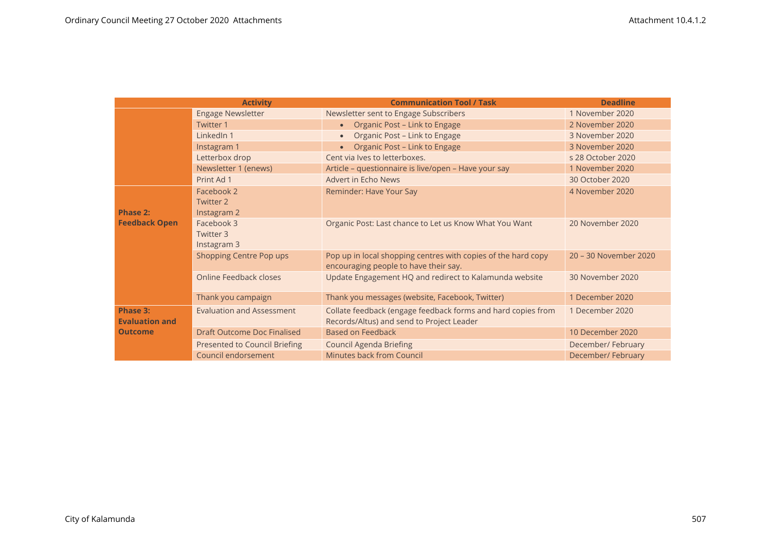| | Activity | Communication Tool / Task | Deadline |
|---|---|---|---|
| | Engage Newsletter | Newsletter sent to Engage Subscribers | 1 November 2020 |
| | Twitter 1 | • Organic Post – Link to Engage | 2 November 2020 |
| | LinkedIn 1 | • Organic Post – Link to Engage | 3 November 2020 |
| | Instagram 1 | • Organic Post – Link to Engage | 3 November 2020 |
| | Letterbox drop | Cent via Ives to letterboxes. | s 28 October 2020 |
| | Newsletter 1 (enews) | Article – questionnaire is live/open – Have your say | 1 November 2020 |
| | Print Ad 1 | Advert in Echo News | 30 October 2020 |
| **Phase 2: Feedback Open** | Facebook 2<br>Twitter 2<br>Instagram 2 | Reminder: Have Your Say | 4 November 2020 |
| | Facebook 3<br>Twitter 3<br>Instagram 3 | Organic Post: Last chance to Let us Know What You Want | 20 November 2020 |
| | Shopping Centre Pop ups | Pop up in local shopping centres with copies of the hard copy encouraging people to have their say. | 20 – 30 November 2020 |
| | Online Feedback closes | Update Engagement HQ and redirect to Kalamunda website | 30 November 2020 |
| | Thank you campaign | Thank you messages (website, Facebook, Twitter) | 1 December 2020 |
| **Phase 3: Evaluation and Outcome** | Evaluation and Assessment | Collate feedback (engage feedback forms and hard copies from Records/Altus) and send to Project Leader | 1 December 2020 |
| | Draft Outcome Doc Finalised | Based on Feedback | 10 December 2020 |
| | Presented to Council Briefing | Council Agenda Briefing | December/ February |
| | Council endorsement | Minutes back from Council | December/ February |